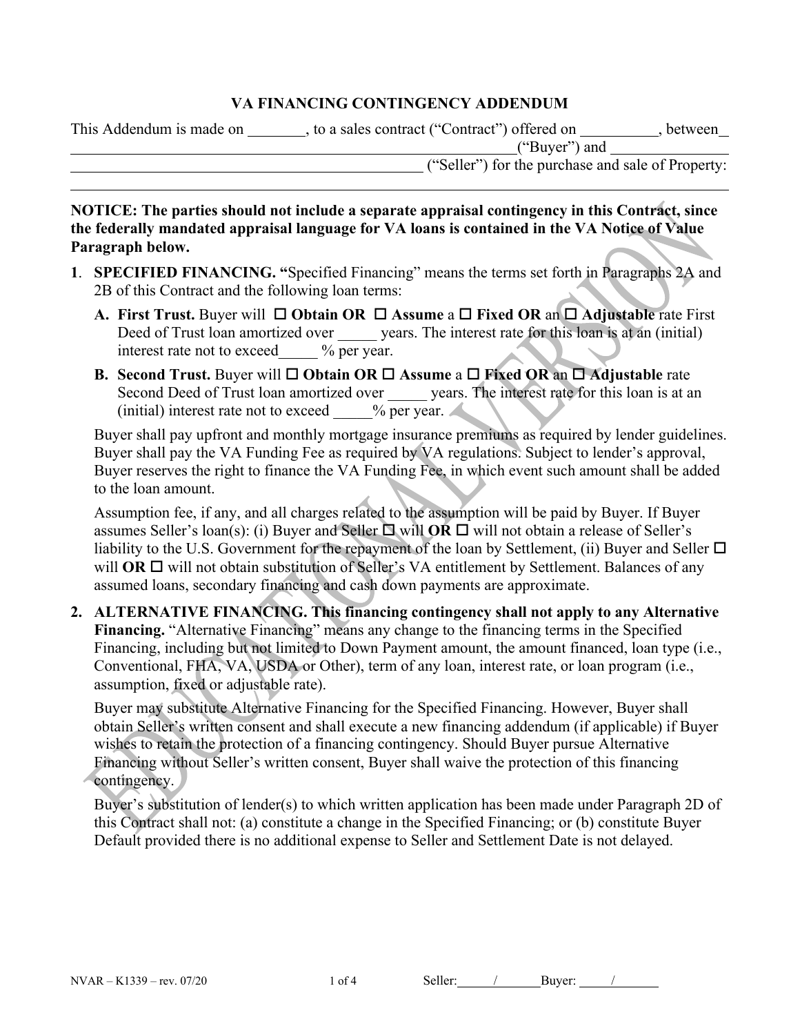# VA FINANCING CONTINGENCY ADDENDUM

This Addendum is made on _______, to a sales contract ("Contract") offered on __________, between _______________________________________________________________("Buyer") and _______________ _____________________________________________ ("Seller") for the purchase and sale of Property: _______________________________________________________________

**NOTICE: The parties should not include a separate appraisal contingency in this Contract, since the federally mandated appraisal language for VA loans is contained in the VA Notice of Value Paragraph below.**

1. **SPECIFIED FINANCING. "**Specified Financing" means the terms set forth in Paragraphs 2A and 2B of this Contract and the following loan terms:

   **A. First Trust.** Buyer will ☐ **Obtain OR** ☐ **Assume** a ☐ **Fixed OR** an ☐ **Adjustable** rate First Deed of Trust loan amortized over _____ years. The interest rate for this loan is at an (initial) interest rate not to exceed_____ % per year.

   **B. Second Trust.** Buyer will ☐ **Obtain OR** ☐ **Assume** a ☐ **Fixed OR** an ☐ **Adjustable** rate Second Deed of Trust loan amortized over _____ years. The interest rate for this loan is at an (initial) interest rate not to exceed _____% per year.

   Buyer shall pay upfront and monthly mortgage insurance premiums as required by lender guidelines. Buyer shall pay the VA Funding Fee as required by VA regulations. Subject to lender's approval, Buyer reserves the right to finance the VA Funding Fee, in which event such amount shall be added to the loan amount.

   Assumption fee, if any, and all charges related to the assumption will be paid by Buyer. If Buyer assumes Seller's loan(s): (i) Buyer and Seller ☐ will **OR** ☐ will not obtain a release of Seller's liability to the U.S. Government for the repayment of the loan by Settlement, (ii) Buyer and Seller ☐ will **OR** ☐ will not obtain substitution of Seller's VA entitlement by Settlement. Balances of any assumed loans, secondary financing and cash down payments are approximate.

2. **ALTERNATIVE FINANCING. This financing contingency shall not apply to any Alternative Financing.** "Alternative Financing" means any change to the financing terms in the Specified Financing, including but not limited to Down Payment amount, the amount financed, loan type (i.e., Conventional, FHA, VA, USDA or Other), term of any loan, interest rate, or loan program (i.e., assumption, fixed or adjustable rate).

   Buyer may substitute Alternative Financing for the Specified Financing. However, Buyer shall obtain Seller's written consent and shall execute a new financing addendum (if applicable) if Buyer wishes to retain the protection of a financing contingency. Should Buyer pursue Alternative Financing without Seller's written consent, Buyer shall waive the protection of this financing contingency.

   Buyer's substitution of lender(s) to which written application has been made under Paragraph 2D of this Contract shall not: (a) constitute a change in the Specified Financing; or (b) constitute Buyer Default provided there is no additional expense to Seller and Settlement Date is not delayed.

NVAR – K1339 – rev. 07/20 Seller: _____/_____ Buyer: _____/_____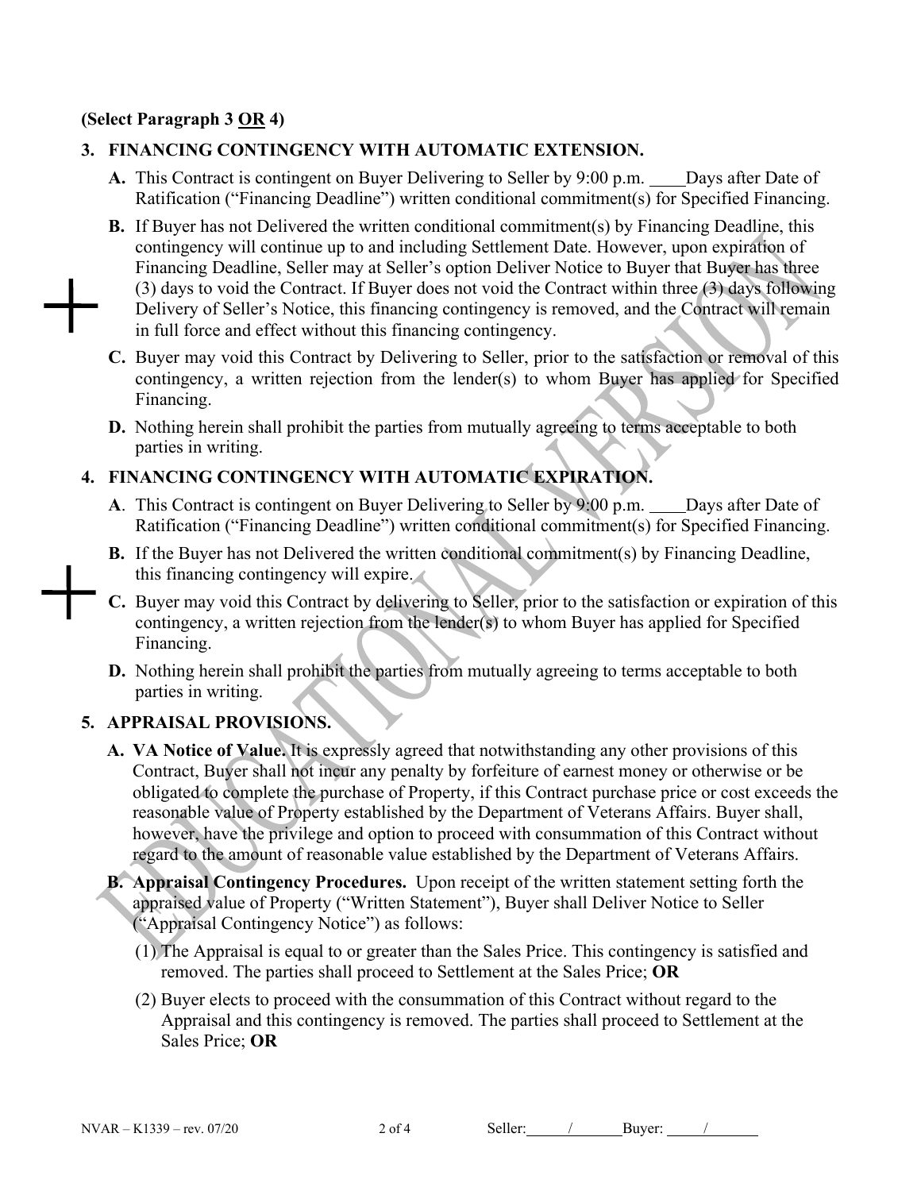**(Select Paragraph 3 OR 4)**

## 3. FINANCING CONTINGENCY WITH AUTOMATIC EXTENSION.

**A.** This Contract is contingent on Buyer Delivering to Seller by 9:00 p.m. ____Days after Date of Ratification ("Financing Deadline") written conditional commitment(s) for Specified Financing.

**B.** If Buyer has not Delivered the written conditional commitment(s) by Financing Deadline, this contingency will continue up to and including Settlement Date. However, upon expiration of Financing Deadline, Seller may at Seller's option Deliver Notice to Buyer that Buyer has three (3) days to void the Contract. If Buyer does not void the Contract within three (3) days following Delivery of Seller's Notice, this financing contingency is removed, and the Contract will remain in full force and effect without this financing contingency.

**C.** Buyer may void this Contract by Delivering to Seller, prior to the satisfaction or removal of this contingency, a written rejection from the lender(s) to whom Buyer has applied for Specified Financing.

**D.** Nothing herein shall prohibit the parties from mutually agreeing to terms acceptable to both parties in writing.

## 4. FINANCING CONTINGENCY WITH AUTOMATIC EXPIRATION.

**A**. This Contract is contingent on Buyer Delivering to Seller by 9:00 p.m. ____Days after Date of Ratification ("Financing Deadline") written conditional commitment(s) for Specified Financing.

**B.** If the Buyer has not Delivered the written conditional commitment(s) by Financing Deadline, this financing contingency will expire.

**C.** Buyer may void this Contract by delivering to Seller, prior to the satisfaction or expiration of this contingency, a written rejection from the lender(s) to whom Buyer has applied for Specified Financing.

**D.** Nothing herein shall prohibit the parties from mutually agreeing to terms acceptable to both parties in writing.

## 5. APPRAISAL PROVISIONS.

**A. VA Notice of Value.** It is expressly agreed that notwithstanding any other provisions of this Contract, Buyer shall not incur any penalty by forfeiture of earnest money or otherwise or be obligated to complete the purchase of Property, if this Contract purchase price or cost exceeds the reasonable value of Property established by the Department of Veterans Affairs. Buyer shall, however, have the privilege and option to proceed with consummation of this Contract without regard to the amount of reasonable value established by the Department of Veterans Affairs.

**B. Appraisal Contingency Procedures.** Upon receipt of the written statement setting forth the appraised value of Property ("Written Statement"), Buyer shall Deliver Notice to Seller ("Appraisal Contingency Notice") as follows:

(1) The Appraisal is equal to or greater than the Sales Price. This contingency is satisfied and removed. The parties shall proceed to Settlement at the Sales Price; **OR**

(2) Buyer elects to proceed with the consummation of this Contract without regard to the Appraisal and this contingency is removed. The parties shall proceed to Settlement at the Sales Price; **OR**

NVAR – K1339 – rev. 07/20 Seller: ____/____ Buyer: ____/____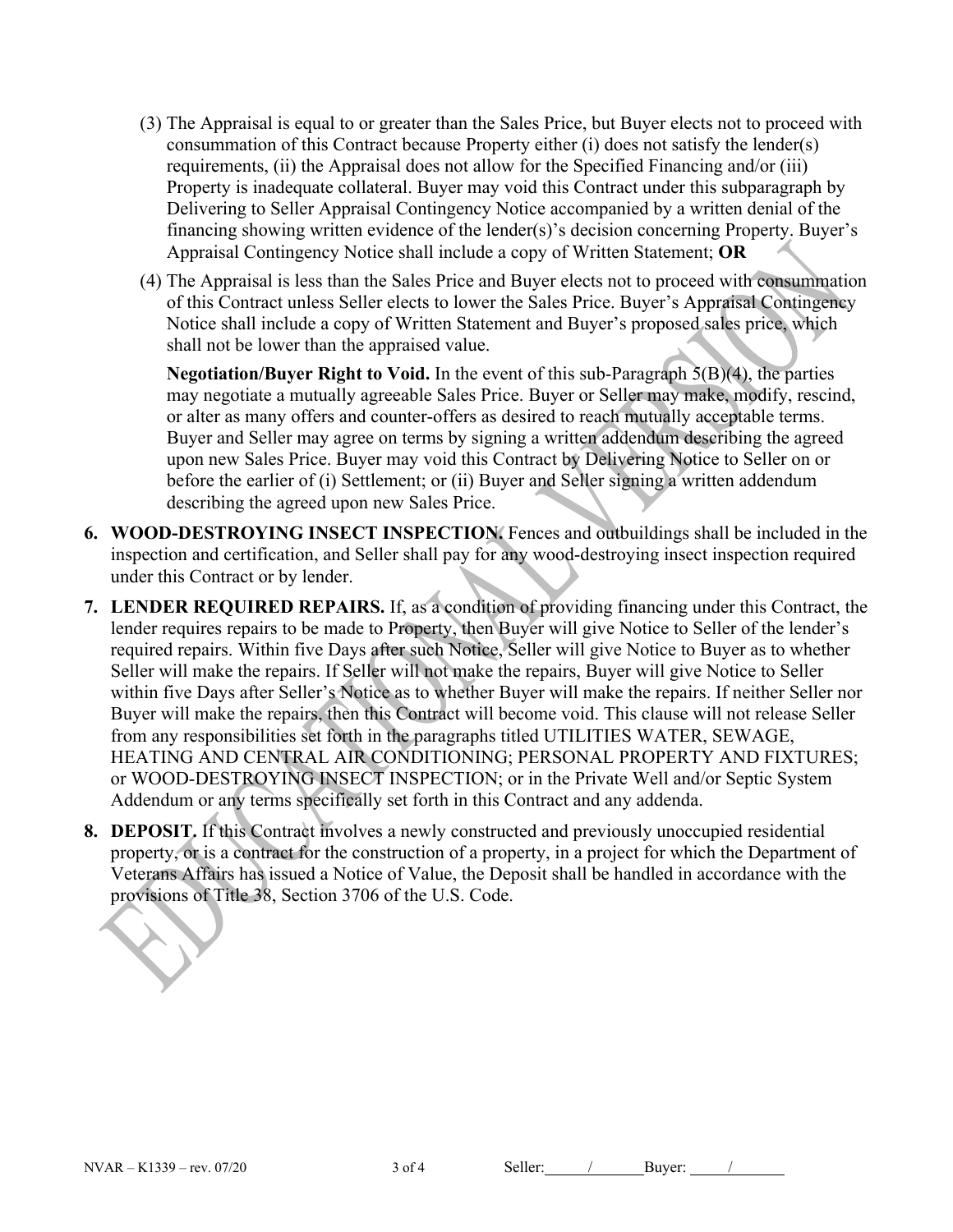(3) The Appraisal is equal to or greater than the Sales Price, but Buyer elects not to proceed with consummation of this Contract because Property either (i) does not satisfy the lender(s) requirements, (ii) the Appraisal does not allow for the Specified Financing and/or (iii) Property is inadequate collateral. Buyer may void this Contract under this subparagraph by Delivering to Seller Appraisal Contingency Notice accompanied by a written denial of the financing showing written evidence of the lender(s)'s decision concerning Property. Buyer's Appraisal Contingency Notice shall include a copy of Written Statement; **OR**

(4) The Appraisal is less than the Sales Price and Buyer elects not to proceed with consummation of this Contract unless Seller elects to lower the Sales Price. Buyer's Appraisal Contingency Notice shall include a copy of Written Statement and Buyer's proposed sales price, which shall not be lower than the appraised value.

**Negotiation/Buyer Right to Void.** In the event of this sub-Paragraph 5(B)(4), the parties may negotiate a mutually agreeable Sales Price. Buyer or Seller may make, modify, rescind, or alter as many offers and counter-offers as desired to reach mutually acceptable terms. Buyer and Seller may agree on terms by signing a written addendum describing the agreed upon new Sales Price. Buyer may void this Contract by Delivering Notice to Seller on or before the earlier of (i) Settlement; or (ii) Buyer and Seller signing a written addendum describing the agreed upon new Sales Price.

6. **WOOD-DESTROYING INSECT INSPECTION.** Fences and outbuildings shall be included in the inspection and certification, and Seller shall pay for any wood-destroying insect inspection required under this Contract or by lender.

7. **LENDER REQUIRED REPAIRS.** If, as a condition of providing financing under this Contract, the lender requires repairs to be made to Property, then Buyer will give Notice to Seller of the lender's required repairs. Within five Days after such Notice, Seller will give Notice to Buyer as to whether Seller will make the repairs. If Seller will not make the repairs, Buyer will give Notice to Seller within five Days after Seller's Notice as to whether Buyer will make the repairs. If neither Seller nor Buyer will make the repairs, then this Contract will become void. This clause will not release Seller from any responsibilities set forth in the paragraphs titled UTILITIES WATER, SEWAGE, HEATING AND CENTRAL AIR CONDITIONING; PERSONAL PROPERTY AND FIXTURES; or WOOD-DESTROYING INSECT INSPECTION; or in the Private Well and/or Septic System Addendum or any terms specifically set forth in this Contract and any addenda.

8. **DEPOSIT.** If this Contract involves a newly constructed and previously unoccupied residential property, or is a contract for the construction of a property, in a project for which the Department of Veterans Affairs has issued a Notice of Value, the Deposit shall be handled in accordance with the provisions of Title 38, Section 3706 of the U.S. Code.

NVAR – K1339 – rev. 07/20 Seller: ______/______ Buyer: ______/______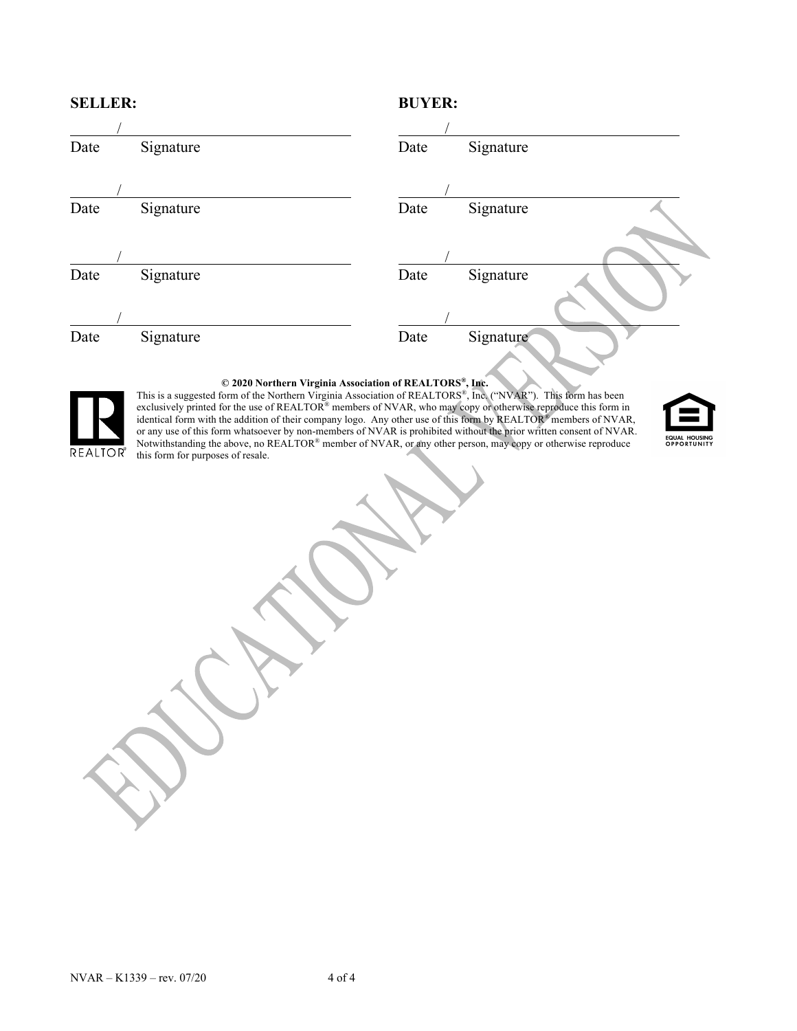**SELLER:**

___/___ ________________________
Date Signature

___/___ ________________________
Date Signature

___/___ ________________________
Date Signature

___/___ ________________________
Date Signature

**BUYER:**

___/___ ________________________
Date Signature

___/___ ________________________
Date Signature

___/___ ________________________
Date Signature

___/___ ________________________
Date Signature

**© 2020 Northern Virginia Association of REALTORS®, Inc.**

This is a suggested form of the Northern Virginia Association of REALTORS®, Inc. ("NVAR"). This form has been exclusively printed for the use of REALTOR® members of NVAR, who may copy or otherwise reproduce this form in identical form with the addition of their company logo. Any other use of this form by REALTOR® members of NVAR, or any use of this form whatsoever by non-members of NVAR is prohibited without the prior written consent of NVAR. Notwithstanding the above, no REALTOR® member of NVAR, or any other person, may copy or otherwise reproduce this form for purposes of resale.

NVAR – K1339 – rev. 07/20